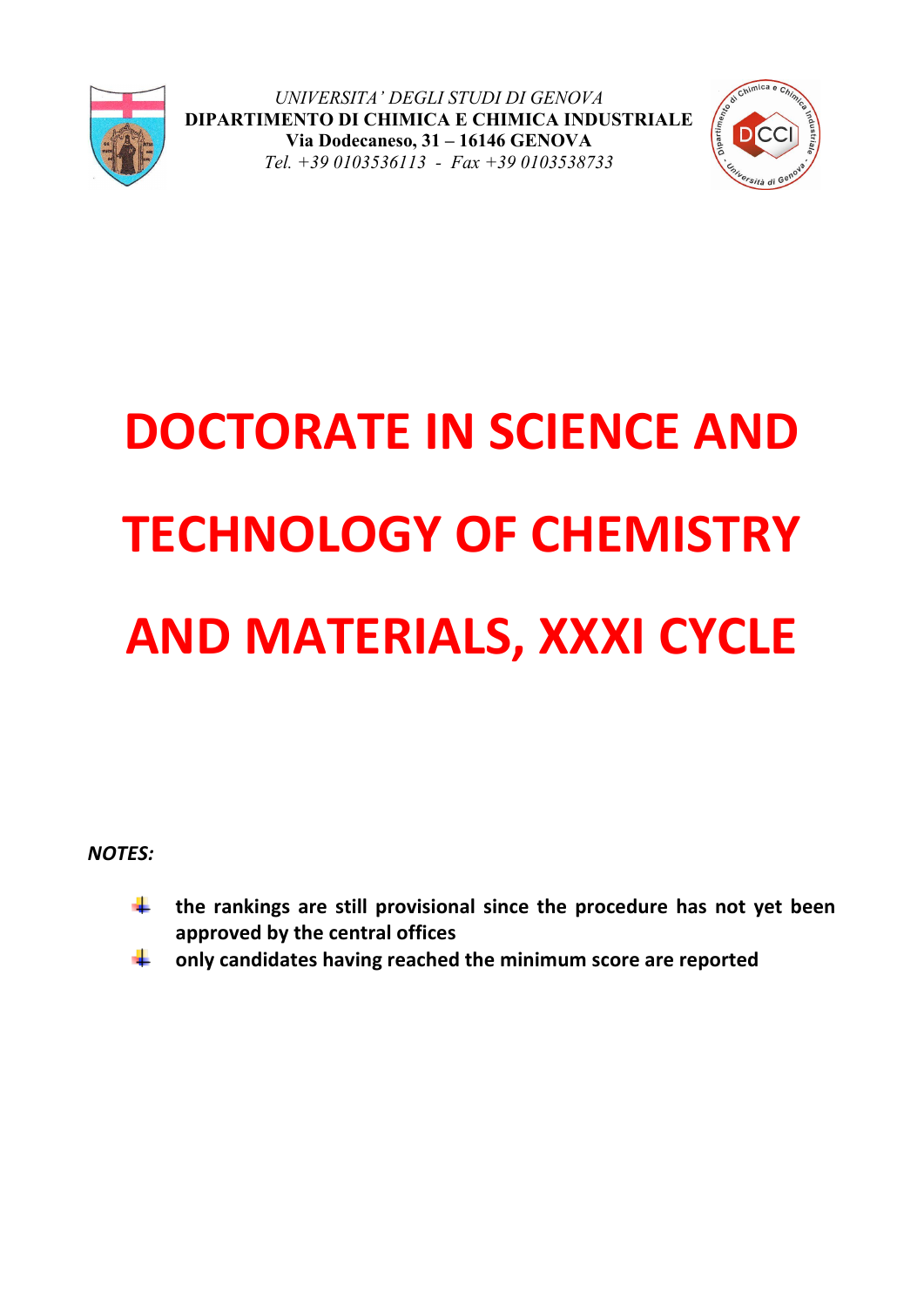*UNIVERSITA' DEGLI STUDI DI GENOVA*
**DIPARTIMENTO DI CHIMICA E CHIMICA INDUSTRIALE**
**Via Dodecaneso, 31 – 16146 GENOVA**
*Tel. +39 0103536113 - Fax +39 0103538733*

# DOCTORATE IN SCIENCE AND TECHNOLOGY OF CHEMISTRY AND MATERIALS, XXXI CYCLE

***NOTES:***

- **the rankings are still provisional since the procedure has not yet been approved by the central offices**
- **only candidates having reached the minimum score are reported**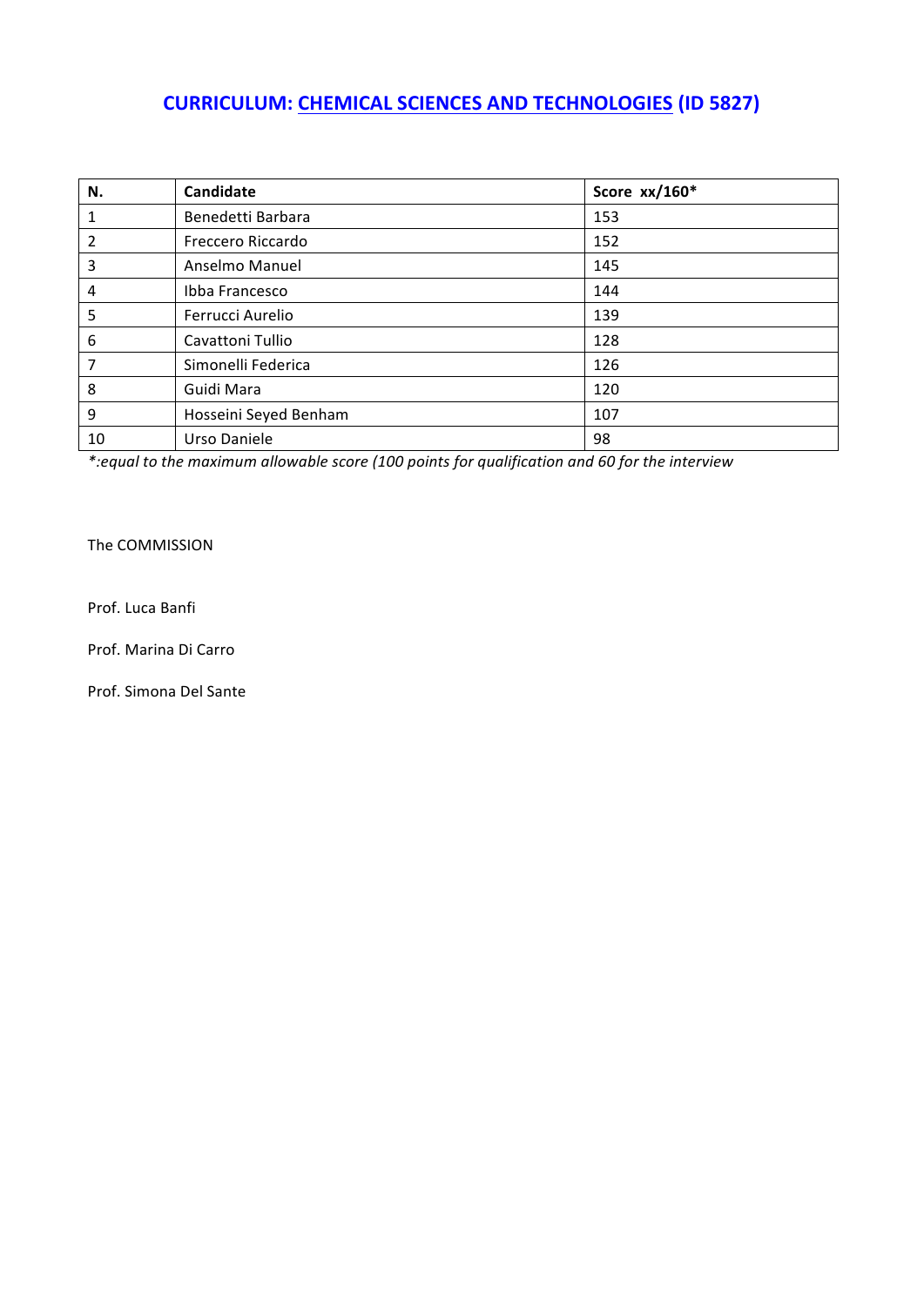## CURRICULUM: CHEMICAL SCIENCES AND TECHNOLOGIES (ID 5827)

| N. | Candidate | Score xx/160* |
|---|---|---|
| 1 | Benedetti Barbara | 153 |
| 2 | Freccero Riccardo | 152 |
| 3 | Anselmo Manuel | 145 |
| 4 | Ibba Francesco | 144 |
| 5 | Ferrucci Aurelio | 139 |
| 6 | Cavattoni Tullio | 128 |
| 7 | Simonelli Federica | 126 |
| 8 | Guidi Mara | 120 |
| 9 | Hosseini Seyed Benham | 107 |
| 10 | Urso Daniele | 98 |

*\*:equal to the maximum allowable score (100 points for qualification and 60 for the interview*

The COMMISSION

Prof. Luca Banfi

Prof. Marina Di Carro

Prof. Simona Del Sante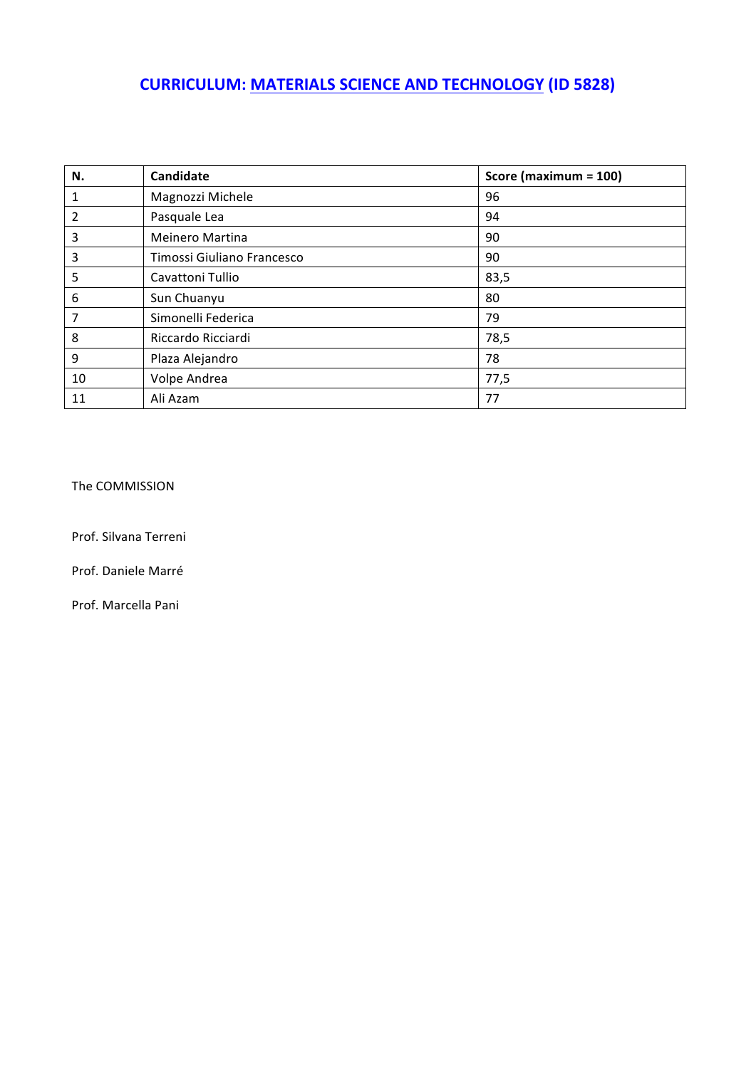## CURRICULUM: MATERIALS SCIENCE AND TECHNOLOGY (ID 5828)

| N. | Candidate | Score (maximum = 100) |
|---|---|---|
| 1 | Magnozzi Michele | 96 |
| 2 | Pasquale Lea | 94 |
| 3 | Meinero Martina | 90 |
| 3 | Timossi Giuliano Francesco | 90 |
| 5 | Cavattoni Tullio | 83,5 |
| 6 | Sun Chuanyu | 80 |
| 7 | Simonelli Federica | 79 |
| 8 | Riccardo Ricciardi | 78,5 |
| 9 | Plaza Alejandro | 78 |
| 10 | Volpe Andrea | 77,5 |
| 11 | Ali Azam | 77 |

The COMMISSION

Prof. Silvana Terreni

Prof. Daniele Marré

Prof. Marcella Pani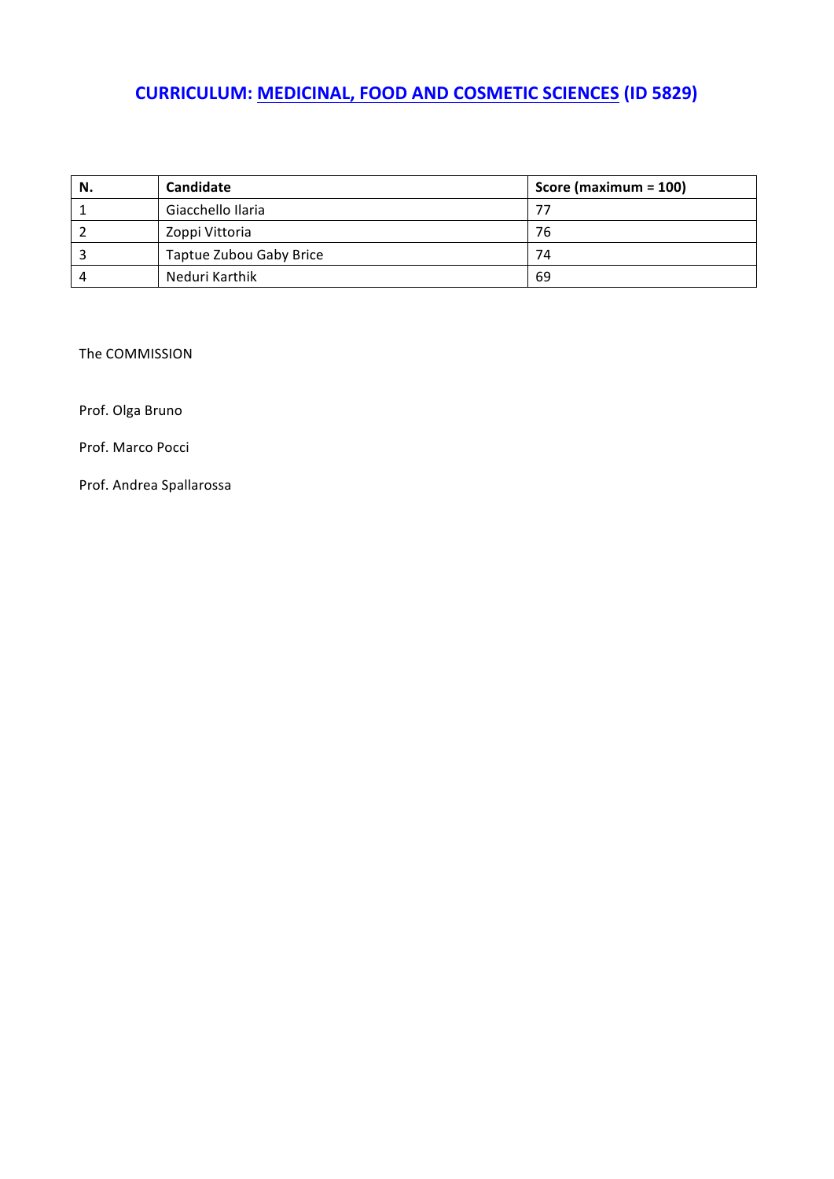## **CURRICULUM: MEDICINAL, FOOD AND COSMETIC SCIENCES (ID 5829)**

| N. | Candidate | Score (maximum = 100) |
|---|---|---|
| 1 | Giacchello Ilaria | 77 |
| 2 | Zoppi Vittoria | 76 |
| 3 | Taptue Zubou Gaby Brice | 74 |
| 4 | Neduri Karthik | 69 |

The COMMISSION

Prof. Olga Bruno

Prof. Marco Pocci

Prof. Andrea Spallarossa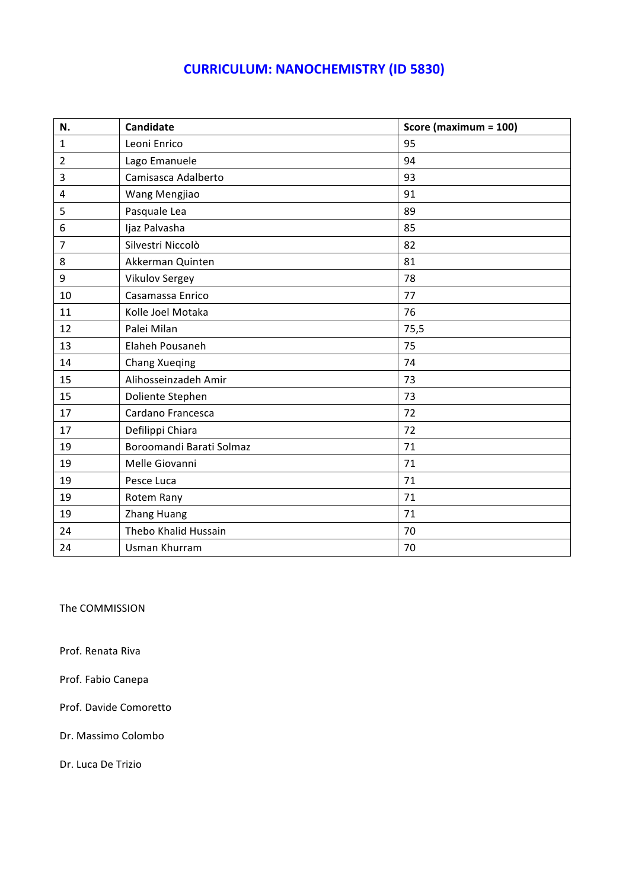## CURRICULUM: NANOCHEMISTRY (ID 5830)

| N. | Candidate | Score (maximum = 100) |
|---|---|---|
| 1 | Leoni Enrico | 95 |
| 2 | Lago Emanuele | 94 |
| 3 | Camisasca Adalberto | 93 |
| 4 | Wang Mengjiao | 91 |
| 5 | Pasquale Lea | 89 |
| 6 | Ijaz Palvasha | 85 |
| 7 | Silvestri Niccolò | 82 |
| 8 | Akkerman Quinten | 81 |
| 9 | Vikulov Sergey | 78 |
| 10 | Casamassa Enrico | 77 |
| 11 | Kolle Joel Motaka | 76 |
| 12 | Palei Milan | 75,5 |
| 13 | Elaheh Pousaneh | 75 |
| 14 | Chang Xueqing | 74 |
| 15 | Alihosseinzadeh Amir | 73 |
| 15 | Doliente Stephen | 73 |
| 17 | Cardano Francesca | 72 |
| 17 | Defilippi Chiara | 72 |
| 19 | Boroomandi Barati Solmaz | 71 |
| 19 | Melle Giovanni | 71 |
| 19 | Pesce Luca | 71 |
| 19 | Rotem Rany | 71 |
| 19 | Zhang Huang | 71 |
| 24 | Thebo Khalid Hussain | 70 |
| 24 | Usman Khurram | 70 |

The COMMISSION

Prof. Renata Riva

Prof. Fabio Canepa

Prof. Davide Comoretto

Dr. Massimo Colombo

Dr. Luca De Trizio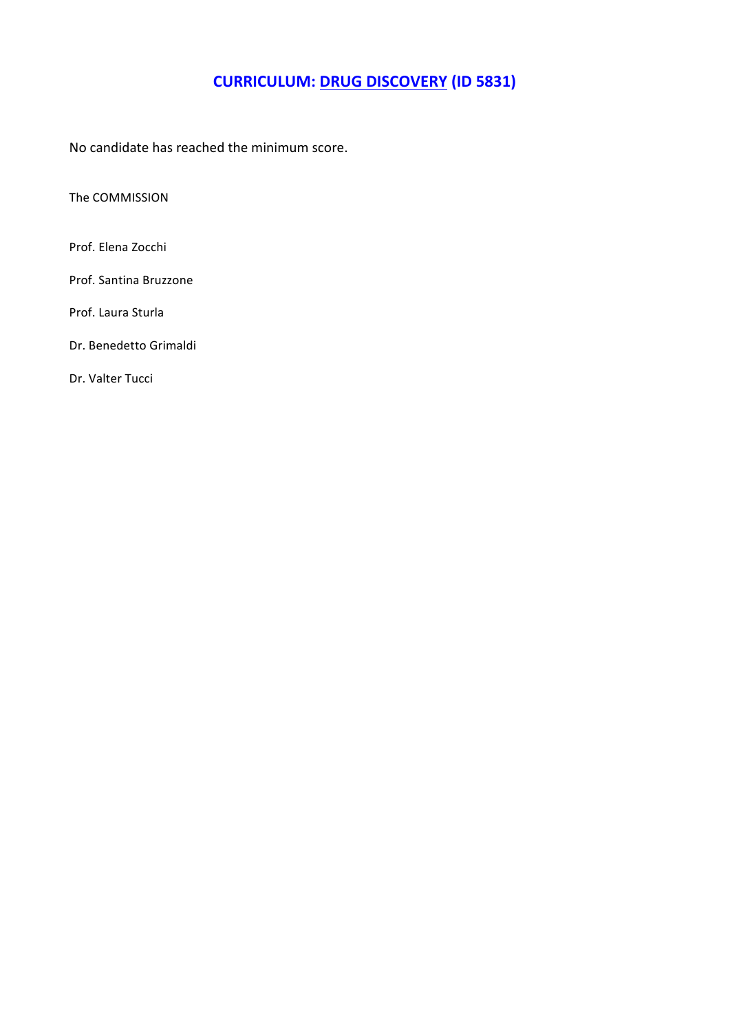## CURRICULUM: DRUG DISCOVERY (ID 5831)

No candidate has reached the minimum score.

The COMMISSION

Prof. Elena Zocchi

Prof. Santina Bruzzone

Prof. Laura Sturla

Dr. Benedetto Grimaldi

Dr. Valter Tucci